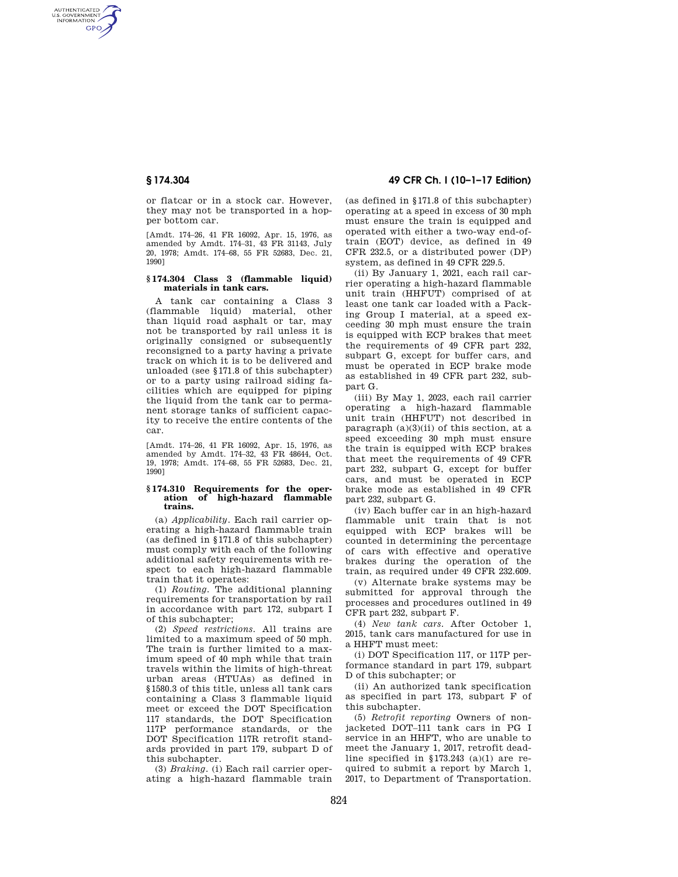or flatcar or in a stock car. However, they may not be transported in a hopper bottom car.

[Amdt. 174–26, 41 FR 16092, Apr. 15, 1976, as amended by Amdt. 174–31, 43 FR 31143, July 20, 1978; Amdt. 174–68, 55 FR 52683, Dec. 21, 1990]

### § 174.304 Class 3 (flammable liquid) materials in tank cars.

A tank car containing a Class 3 (flammable liquid) material, other than liquid road asphalt or tar, may not be transported by rail unless it is originally consigned or subsequently reconsigned to a party having a private track on which it is to be delivered and unloaded (see § 171.8 of this subchapter) or to a party using railroad siding facilities which are equipped for piping the liquid from the tank car to permanent storage tanks of sufficient capacity to receive the entire contents of the car.

[Amdt. 174–26, 41 FR 16092, Apr. 15, 1976, as amended by Amdt. 174–32, 43 FR 48644, Oct. 19, 1978; Amdt. 174–68, 55 FR 52683, Dec. 21, 1990]

### § 174.310 Requirements for the operation of high-hazard flammable trains.

(a) *Applicability*. Each rail carrier operating a high-hazard flammable train (as defined in § 171.8 of this subchapter) must comply with each of the following additional safety requirements with respect to each high-hazard flammable train that it operates:

(1) *Routing*. The additional planning requirements for transportation by rail in accordance with part 172, subpart I of this subchapter;

(2) *Speed restrictions*. All trains are limited to a maximum speed of 50 mph. The train is further limited to a maximum speed of 40 mph while that train travels within the limits of high-threat urban areas (HTUAs) as defined in § 1580.3 of this title, unless all tank cars containing a Class 3 flammable liquid meet or exceed the DOT Specification 117 standards, the DOT Specification 117P performance standards, or the DOT Specification 117R retrofit standards provided in part 179, subpart D of this subchapter.

(3) *Braking*. (i) Each rail carrier operating a high-hazard flammable train (as defined in § 171.8 of this subchapter) operating at a speed in excess of 30 mph must ensure the train is equipped and operated with either a two-way end-of-train (EOT) device, as defined in 49 CFR 232.5, or a distributed power (DP) system, as defined in 49 CFR 229.5.

(ii) By January 1, 2021, each rail carrier operating a high-hazard flammable unit train (HHFUT) comprised of at least one tank car loaded with a Packing Group I material, at a speed exceeding 30 mph must ensure the train is equipped with ECP brakes that meet the requirements of 49 CFR part 232, subpart G, except for buffer cars, and must be operated in ECP brake mode as established in 49 CFR part 232, subpart G.

(iii) By May 1, 2023, each rail carrier operating a high-hazard flammable unit train (HHFUT) not described in paragraph (a)(3)(ii) of this section, at a speed exceeding 30 mph must ensure the train is equipped with ECP brakes that meet the requirements of 49 CFR part 232, subpart G, except for buffer cars, and must be operated in ECP brake mode as established in 49 CFR part 232, subpart G.

(iv) Each buffer car in an high-hazard flammable unit train that is not equipped with ECP brakes will be counted in determining the percentage of cars with effective and operative brakes during the operation of the train, as required under 49 CFR 232.609.

(v) Alternate brake systems may be submitted for approval through the processes and procedures outlined in 49 CFR part 232, subpart F.

(4) *New tank cars*. After October 1, 2015, tank cars manufactured for use in a HHFT must meet:

(i) DOT Specification 117, or 117P performance standard in part 179, subpart D of this subchapter; or

(ii) An authorized tank specification as specified in part 173, subpart F of this subchapter.

(5) *Retrofit reporting* Owners of non-jacketed DOT–111 tank cars in PG I service in an HHFT, who are unable to meet the January 1, 2017, retrofit deadline specified in § 173.243 (a)(1) are required to submit a report by March 1, 2017, to Department of Transportation.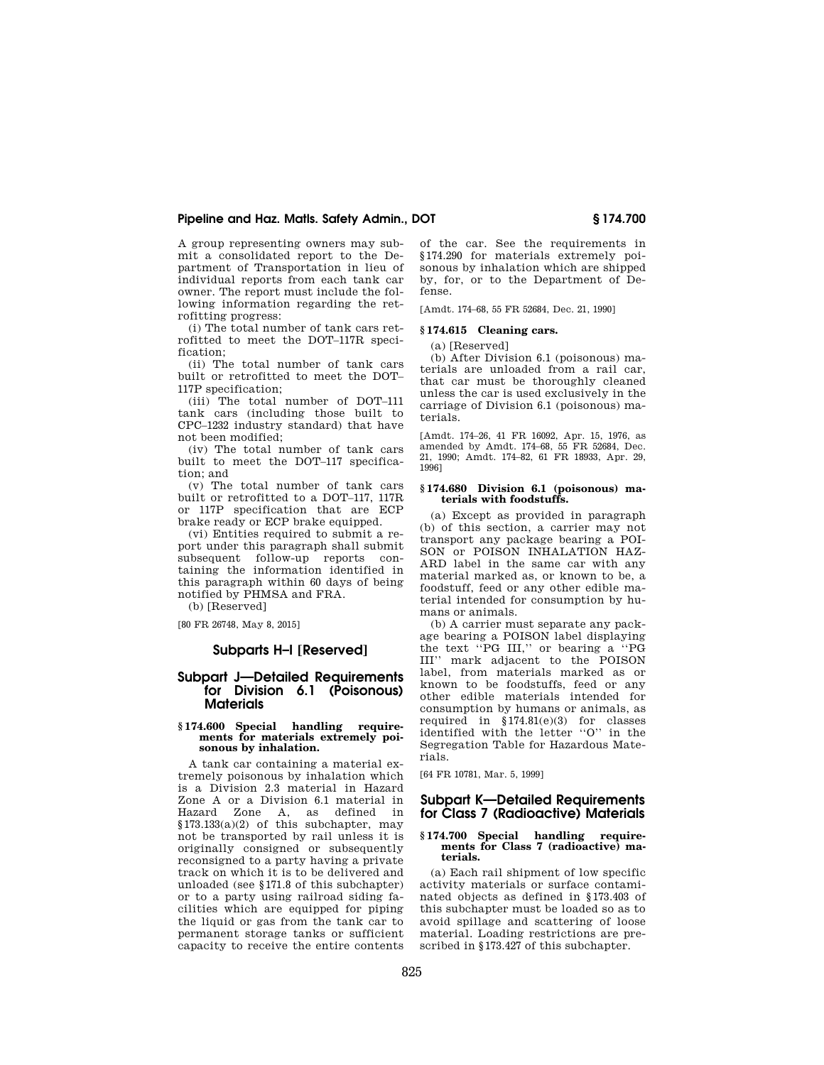A group representing owners may submit a consolidated report to the Department of Transportation in lieu of individual reports from each tank car owner. The report must include the following information regarding the retrofitting progress:

(i) The total number of tank cars retrofitted to meet the DOT–117R specification;

(ii) The total number of tank cars built or retrofitted to meet the DOT–117P specification;

(iii) The total number of DOT–111 tank cars (including those built to CPC–1232 industry standard) that have not been modified;

(iv) The total number of tank cars built to meet the DOT–117 specification; and

(v) The total number of tank cars built or retrofitted to a DOT–117, 117R or 117P specification that are ECP brake ready or ECP brake equipped.

(vi) Entities required to submit a report under this paragraph shall submit subsequent follow-up reports containing the information identified in this paragraph within 60 days of being notified by PHMSA and FRA.

(b) [Reserved]

[80 FR 26748, May 8, 2015]

## Subparts H–I [Reserved]

## Subpart J—Detailed Requirements for Division 6.1 (Poisonous) Materials

### § 174.600 Special handling requirements for materials extremely poisonous by inhalation.

A tank car containing a material extremely poisonous by inhalation which is a Division 2.3 material in Hazard Zone A or a Division 6.1 material in Hazard Zone A, as defined in §173.133(a)(2) of this subchapter, may not be transported by rail unless it is originally consigned or subsequently reconsigned to a party having a private track on which it is to be delivered and unloaded (see §171.8 of this subchapter) or to a party using railroad siding facilities which are equipped for piping the liquid or gas from the tank car to permanent storage tanks or sufficient capacity to receive the entire contents of the car. See the requirements in §174.290 for materials extremely poisonous by inhalation which are shipped by, for, or to the Department of Defense.

[Amdt. 174–68, 55 FR 52684, Dec. 21, 1990]

### § 174.615 Cleaning cars.

(a) [Reserved]

(b) After Division 6.1 (poisonous) materials are unloaded from a rail car, that car must be thoroughly cleaned unless the car is used exclusively in the carriage of Division 6.1 (poisonous) materials.

[Amdt. 174–26, 41 FR 16092, Apr. 15, 1976, as amended by Amdt. 174–68, 55 FR 52684, Dec. 21, 1990; Amdt. 174–82, 61 FR 18933, Apr. 29, 1996]

### § 174.680 Division 6.1 (poisonous) materials with foodstuffs.

(a) Except as provided in paragraph (b) of this section, a carrier may not transport any package bearing a POISON or POISON INHALATION HAZARD label in the same car with any material marked as, or known to be, a foodstuff, feed or any other edible material intended for consumption by humans or animals.

(b) A carrier must separate any package bearing a POISON label displaying the text ''PG III,'' or bearing a ''PG III'' mark adjacent to the POISON label, from materials marked as or known to be foodstuffs, feed or any other edible materials intended for consumption by humans or animals, as required in §174.81(e)(3) for classes identified with the letter ''O'' in the Segregation Table for Hazardous Materials.

[64 FR 10781, Mar. 5, 1999]

## Subpart K—Detailed Requirements for Class 7 (Radioactive) Materials

### § 174.700 Special handling requirements for Class 7 (radioactive) materials.

(a) Each rail shipment of low specific activity materials or surface contaminated objects as defined in §173.403 of this subchapter must be loaded so as to avoid spillage and scattering of loose material. Loading restrictions are prescribed in §173.427 of this subchapter.